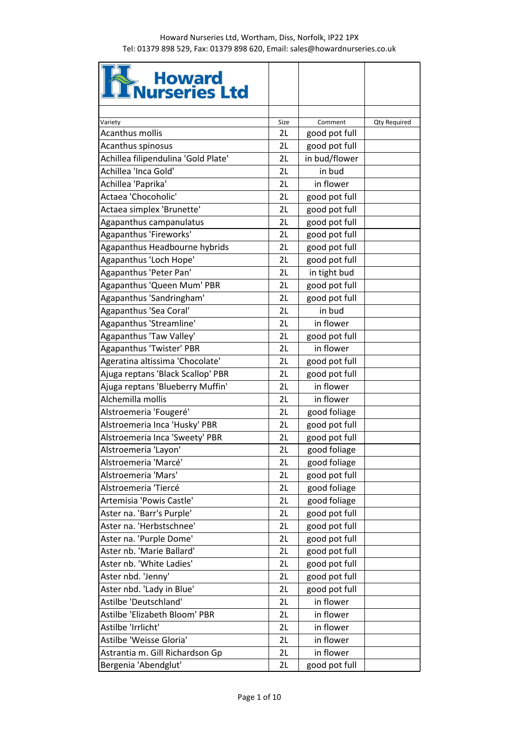Howard Nurseries Ltd, Wortham, Diss, Norfolk, IP22 1PX
Tel: 01379 898 529, Fax: 01379 898 620, Email: sales@howardnurseries.co.uk

**Howard Nurseries Ltd**

| Variety | Size | Comment | Qty Required |
|---|---|---|---|
| Acanthus mollis | 2L | good pot full | |
| Acanthus spinosus | 2L | good pot full | |
| Achillea filipendulina 'Gold Plate' | 2L | in bud/flower | |
| Achillea 'Inca Gold' | 2L | in bud | |
| Achillea 'Paprika' | 2L | in flower | |
| Actaea 'Chocoholic' | 2L | good pot full | |
| Actaea simplex 'Brunette' | 2L | good pot full | |
| Agapanthus campanulatus | 2L | good pot full | |
| Agapanthus 'Fireworks' | 2L | good pot full | |
| Agapanthus Headbourne hybrids | 2L | good pot full | |
| Agapanthus 'Loch Hope' | 2L | good pot full | |
| Agapanthus 'Peter Pan' | 2L | in tight bud | |
| Agapanthus 'Queen Mum' PBR | 2L | good pot full | |
| Agapanthus 'Sandringham' | 2L | good pot full | |
| Agapanthus 'Sea Coral' | 2L | in bud | |
| Agapanthus 'Streamline' | 2L | in flower | |
| Agapanthus 'Taw Valley' | 2L | good pot full | |
| Agapanthus 'Twister' PBR | 2L | in flower | |
| Ageratina altissima 'Chocolate' | 2L | good pot full | |
| Ajuga reptans 'Black Scallop' PBR | 2L | good pot full | |
| Ajuga reptans 'Blueberry Muffin' | 2L | in flower | |
| Alchemilla mollis | 2L | in flower | |
| Alstroemeria 'Fougeré' | 2L | good foliage | |
| Alstroemeria Inca 'Husky' PBR | 2L | good pot full | |
| Alstroemeria Inca 'Sweety' PBR | 2L | good pot full | |
| Alstroemeria 'Layon' | 2L | good foliage | |
| Alstroemeria 'Marcé' | 2L | good foliage | |
| Alstroemeria 'Mars' | 2L | good pot full | |
| Alstroemeria 'Tiercé | 2L | good foliage | |
| Artemisia 'Powis Castle' | 2L | good foliage | |
| Aster na. 'Barr's Purple' | 2L | good pot full | |
| Aster na. 'Herbstschnee' | 2L | good pot full | |
| Aster na. 'Purple Dome' | 2L | good pot full | |
| Aster nb. 'Marie Ballard' | 2L | good pot full | |
| Aster nb. 'White Ladies' | 2L | good pot full | |
| Aster nbd. 'Jenny' | 2L | good pot full | |
| Aster nbd. 'Lady in Blue' | 2L | good pot full | |
| Astilbe 'Deutschland' | 2L | in flower | |
| Astilbe 'Elizabeth Bloom' PBR | 2L | in flower | |
| Astilbe 'Irrlicht' | 2L | in flower | |
| Astilbe 'Weisse Gloria' | 2L | in flower | |
| Astrantia m. Gill Richardson Gp | 2L | in flower | |
| Bergenia 'Abendglut' | 2L | good pot full | |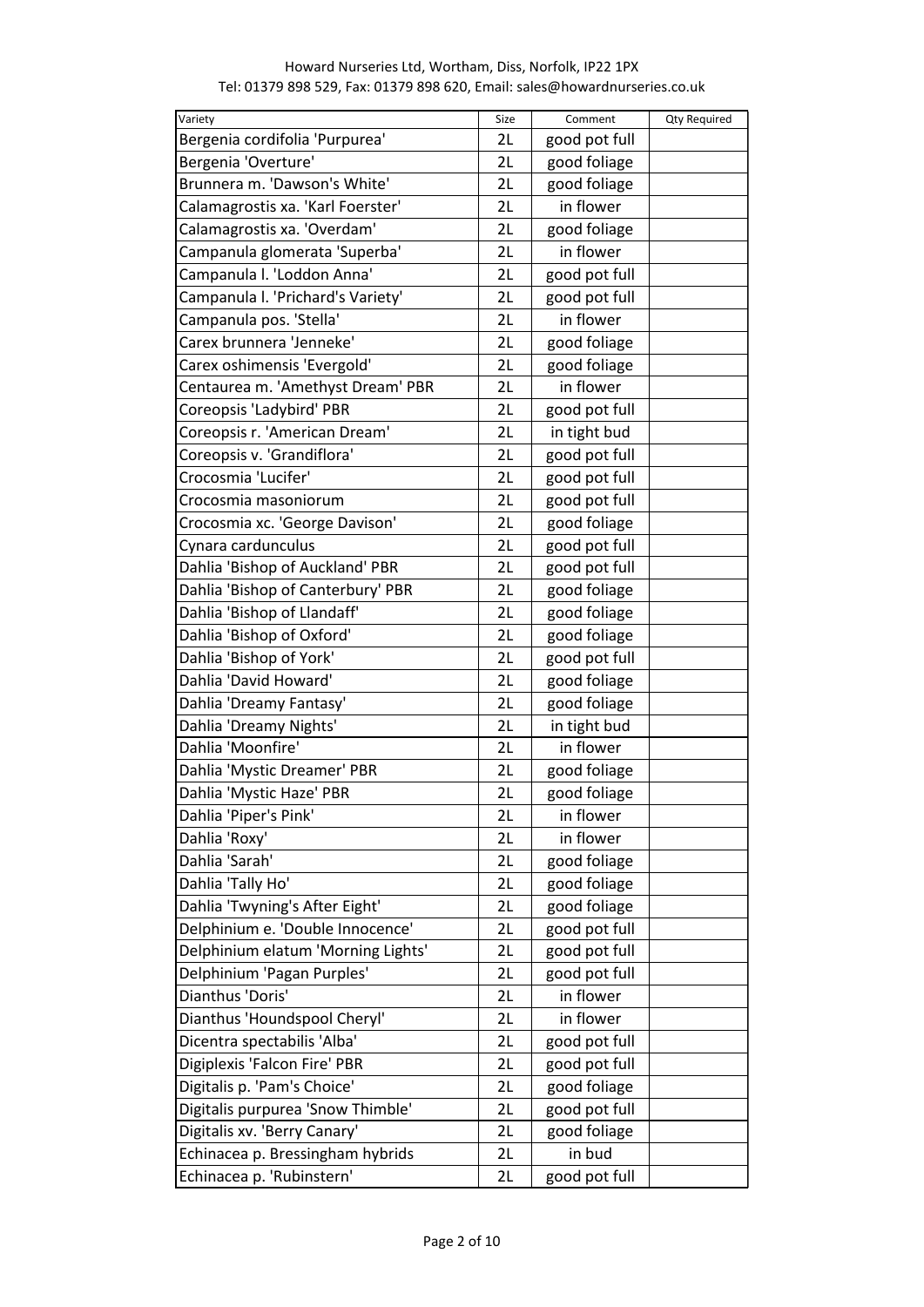| Variety | Size | Comment | Qty Required |
| --- | --- | --- | --- |
| Bergenia cordifolia 'Purpurea' | 2L | good pot full | |
| Bergenia 'Overture' | 2L | good foliage | |
| Brunnera m. 'Dawson's White' | 2L | good foliage | |
| Calamagrostis xa. 'Karl Foerster' | 2L | in flower | |
| Calamagrostis xa. 'Overdam' | 2L | good foliage | |
| Campanula glomerata 'Superba' | 2L | in flower | |
| Campanula l. 'Loddon Anna' | 2L | good pot full | |
| Campanula l. 'Prichard's Variety' | 2L | good pot full | |
| Campanula pos. 'Stella' | 2L | in flower | |
| Carex brunnera 'Jenneke' | 2L | good foliage | |
| Carex oshimensis 'Evergold' | 2L | good foliage | |
| Centaurea m. 'Amethyst Dream' PBR | 2L | in flower | |
| Coreopsis 'Ladybird' PBR | 2L | good pot full | |
| Coreopsis r. 'American Dream' | 2L | in tight bud | |
| Coreopsis v. 'Grandiflora' | 2L | good pot full | |
| Crocosmia 'Lucifer' | 2L | good pot full | |
| Crocosmia masoniorum | 2L | good pot full | |
| Crocosmia xc. 'George Davison' | 2L | good foliage | |
| Cynara cardunculus | 2L | good pot full | |
| Dahlia 'Bishop of Auckland' PBR | 2L | good pot full | |
| Dahlia 'Bishop of Canterbury' PBR | 2L | good foliage | |
| Dahlia 'Bishop of Llandaff' | 2L | good foliage | |
| Dahlia 'Bishop of Oxford' | 2L | good foliage | |
| Dahlia 'Bishop of York' | 2L | good pot full | |
| Dahlia 'David Howard' | 2L | good foliage | |
| Dahlia 'Dreamy Fantasy' | 2L | good foliage | |
| Dahlia 'Dreamy Nights' | 2L | in tight bud | |
| Dahlia 'Moonfire' | 2L | in flower | |
| Dahlia 'Mystic Dreamer' PBR | 2L | good foliage | |
| Dahlia 'Mystic Haze' PBR | 2L | good foliage | |
| Dahlia 'Piper's Pink' | 2L | in flower | |
| Dahlia 'Roxy' | 2L | in flower | |
| Dahlia 'Sarah' | 2L | good foliage | |
| Dahlia 'Tally Ho' | 2L | good foliage | |
| Dahlia 'Twyning's After Eight' | 2L | good foliage | |
| Delphinium e. 'Double Innocence' | 2L | good pot full | |
| Delphinium elatum 'Morning Lights' | 2L | good pot full | |
| Delphinium 'Pagan Purples' | 2L | good pot full | |
| Dianthus 'Doris' | 2L | in flower | |
| Dianthus 'Houndspool Cheryl' | 2L | in flower | |
| Dicentra spectabilis 'Alba' | 2L | good pot full | |
| Digiplexis 'Falcon Fire' PBR | 2L | good pot full | |
| Digitalis p. 'Pam's Choice' | 2L | good foliage | |
| Digitalis purpurea 'Snow Thimble' | 2L | good pot full | |
| Digitalis xv. 'Berry Canary' | 2L | good foliage | |
| Echinacea p. Bressingham hybrids | 2L | in bud | |
| Echinacea p. 'Rubinstern' | 2L | good pot full | |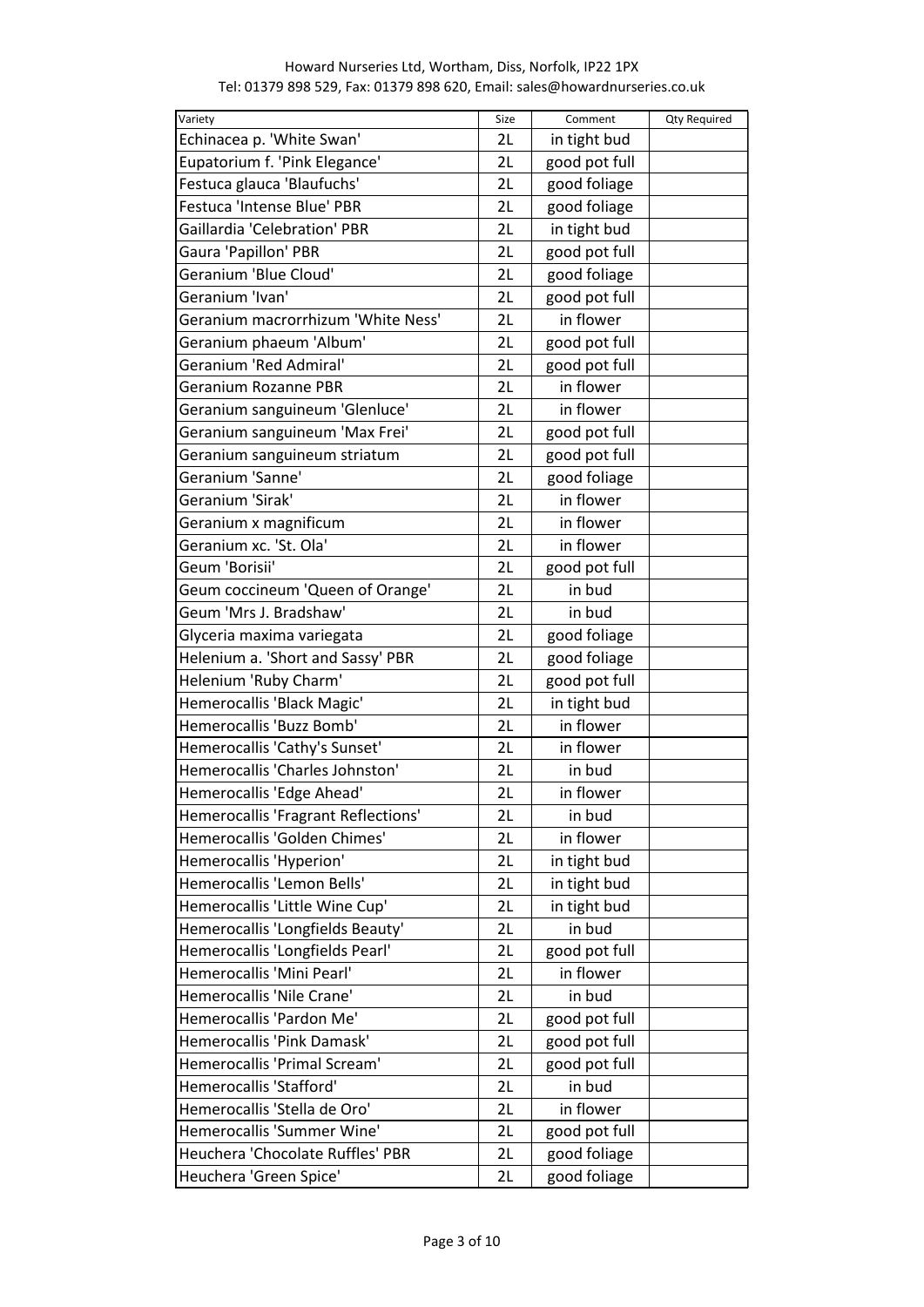Howard Nurseries Ltd, Wortham, Diss, Norfolk, IP22 1PX
Tel: 01379 898 529, Fax: 01379 898 620, Email: sales@howardnurseries.co.uk

| Variety | Size | Comment | Qty Required |
|---|---|---|---|
| Echinacea p. 'White Swan' | 2L | in tight bud | |
| Eupatorium f. 'Pink Elegance' | 2L | good pot full | |
| Festuca glauca 'Blaufuchs' | 2L | good foliage | |
| Festuca 'Intense Blue' PBR | 2L | good foliage | |
| Gaillardia 'Celebration' PBR | 2L | in tight bud | |
| Gaura 'Papillon' PBR | 2L | good pot full | |
| Geranium 'Blue Cloud' | 2L | good foliage | |
| Geranium 'Ivan' | 2L | good pot full | |
| Geranium macrorrhizum 'White Ness' | 2L | in flower | |
| Geranium phaeum 'Album' | 2L | good pot full | |
| Geranium 'Red Admiral' | 2L | good pot full | |
| Geranium Rozanne PBR | 2L | in flower | |
| Geranium sanguineum 'Glenluce' | 2L | in flower | |
| Geranium sanguineum 'Max Frei' | 2L | good pot full | |
| Geranium sanguineum striatum | 2L | good pot full | |
| Geranium 'Sanne' | 2L | good foliage | |
| Geranium 'Sirak' | 2L | in flower | |
| Geranium x magnificum | 2L | in flower | |
| Geranium xc. 'St. Ola' | 2L | in flower | |
| Geum 'Borisii' | 2L | good pot full | |
| Geum coccineum 'Queen of Orange' | 2L | in bud | |
| Geum 'Mrs J. Bradshaw' | 2L | in bud | |
| Glyceria maxima variegata | 2L | good foliage | |
| Helenium a. 'Short and Sassy' PBR | 2L | good foliage | |
| Helenium 'Ruby Charm' | 2L | good pot full | |
| Hemerocallis 'Black Magic' | 2L | in tight bud | |
| Hemerocallis 'Buzz Bomb' | 2L | in flower | |
| Hemerocallis 'Cathy's Sunset' | 2L | in flower | |
| Hemerocallis 'Charles Johnston' | 2L | in bud | |
| Hemerocallis 'Edge Ahead' | 2L | in flower | |
| Hemerocallis 'Fragrant Reflections' | 2L | in bud | |
| Hemerocallis 'Golden Chimes' | 2L | in flower | |
| Hemerocallis 'Hyperion' | 2L | in tight bud | |
| Hemerocallis 'Lemon Bells' | 2L | in tight bud | |
| Hemerocallis 'Little Wine Cup' | 2L | in tight bud | |
| Hemerocallis 'Longfields Beauty' | 2L | in bud | |
| Hemerocallis 'Longfields Pearl' | 2L | good pot full | |
| Hemerocallis 'Mini Pearl' | 2L | in flower | |
| Hemerocallis 'Nile Crane' | 2L | in bud | |
| Hemerocallis 'Pardon Me' | 2L | good pot full | |
| Hemerocallis 'Pink Damask' | 2L | good pot full | |
| Hemerocallis 'Primal Scream' | 2L | good pot full | |
| Hemerocallis 'Stafford' | 2L | in bud | |
| Hemerocallis 'Stella de Oro' | 2L | in flower | |
| Hemerocallis 'Summer Wine' | 2L | good pot full | |
| Heuchera 'Chocolate Ruffles' PBR | 2L | good foliage | |
| Heuchera 'Green Spice' | 2L | good foliage | |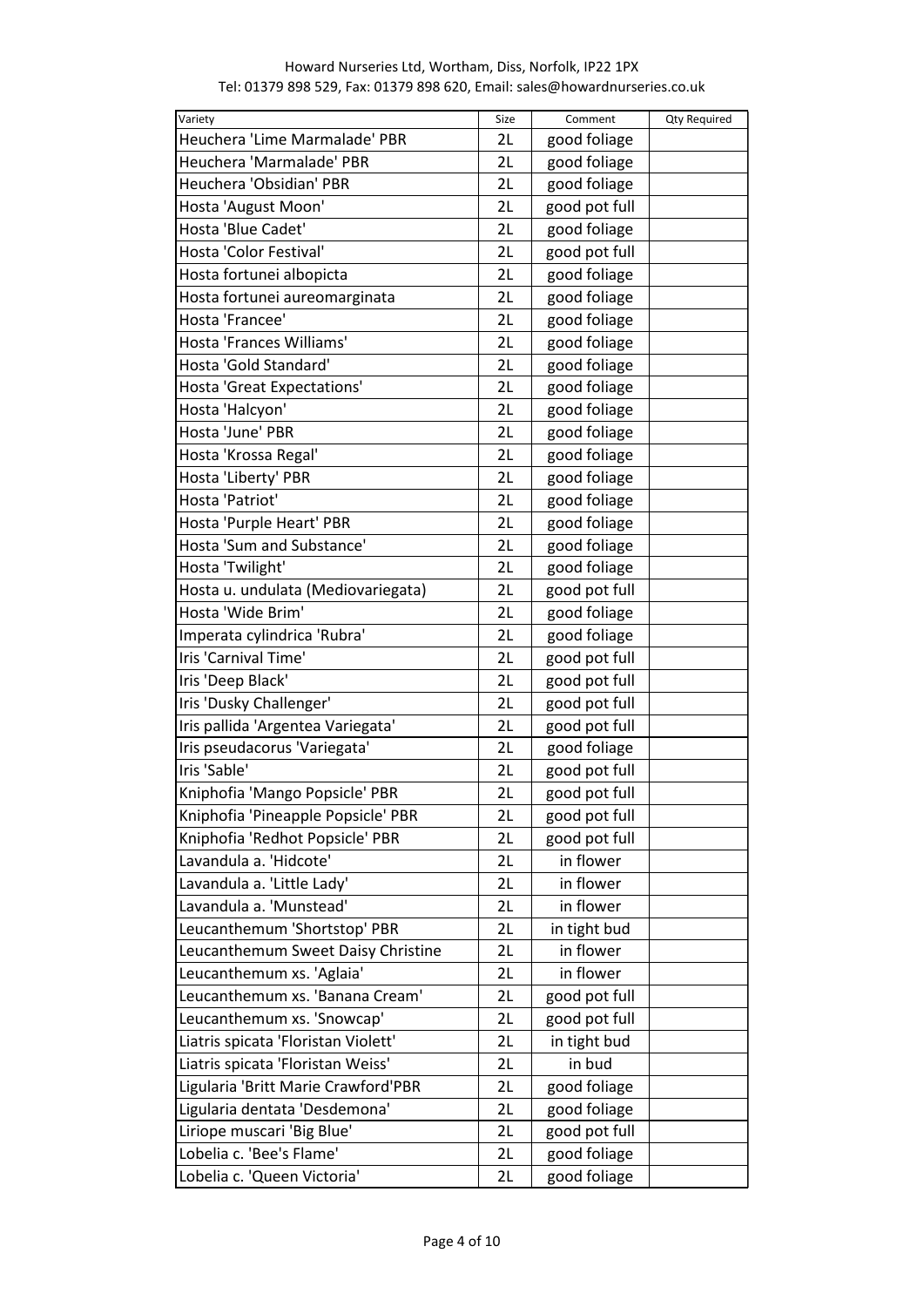Howard Nurseries Ltd, Wortham, Diss, Norfolk, IP22 1PX
Tel: 01379 898 529, Fax: 01379 898 620, Email: sales@howardnurseries.co.uk

| Variety | Size | Comment | Qty Required |
|---|---|---|---|
| Heuchera 'Lime Marmalade' PBR | 2L | good foliage | |
| Heuchera 'Marmalade' PBR | 2L | good foliage | |
| Heuchera 'Obsidian' PBR | 2L | good foliage | |
| Hosta 'August Moon' | 2L | good pot full | |
| Hosta 'Blue Cadet' | 2L | good foliage | |
| Hosta 'Color Festival' | 2L | good pot full | |
| Hosta fortunei albopicta | 2L | good foliage | |
| Hosta fortunei aureomarginata | 2L | good foliage | |
| Hosta 'Francee' | 2L | good foliage | |
| Hosta 'Frances Williams' | 2L | good foliage | |
| Hosta 'Gold Standard' | 2L | good foliage | |
| Hosta 'Great Expectations' | 2L | good foliage | |
| Hosta 'Halcyon' | 2L | good foliage | |
| Hosta 'June' PBR | 2L | good foliage | |
| Hosta 'Krossa Regal' | 2L | good foliage | |
| Hosta 'Liberty' PBR | 2L | good foliage | |
| Hosta 'Patriot' | 2L | good foliage | |
| Hosta 'Purple Heart' PBR | 2L | good foliage | |
| Hosta 'Sum and Substance' | 2L | good foliage | |
| Hosta 'Twilight' | 2L | good foliage | |
| Hosta u. undulata (Mediovariegata) | 2L | good pot full | |
| Hosta 'Wide Brim' | 2L | good foliage | |
| Imperata cylindrica 'Rubra' | 2L | good foliage | |
| Iris 'Carnival Time' | 2L | good pot full | |
| Iris 'Deep Black' | 2L | good pot full | |
| Iris 'Dusky Challenger' | 2L | good pot full | |
| Iris pallida 'Argentea Variegata' | 2L | good pot full | |
| Iris pseudacorus 'Variegata' | 2L | good foliage | |
| Iris 'Sable' | 2L | good pot full | |
| Kniphofia 'Mango Popsicle' PBR | 2L | good pot full | |
| Kniphofia 'Pineapple Popsicle' PBR | 2L | good pot full | |
| Kniphofia 'Redhot Popsicle' PBR | 2L | good pot full | |
| Lavandula a. 'Hidcote' | 2L | in flower | |
| Lavandula a. 'Little Lady' | 2L | in flower | |
| Lavandula a. 'Munstead' | 2L | in flower | |
| Leucanthemum 'Shortstop' PBR | 2L | in tight bud | |
| Leucanthemum Sweet Daisy Christine | 2L | in flower | |
| Leucanthemum xs. 'Aglaia' | 2L | in flower | |
| Leucanthemum xs. 'Banana Cream' | 2L | good pot full | |
| Leucanthemum xs. 'Snowcap' | 2L | good pot full | |
| Liatris spicata 'Floristan Violett' | 2L | in tight bud | |
| Liatris spicata 'Floristan Weiss' | 2L | in bud | |
| Ligularia 'Britt Marie Crawford'PBR | 2L | good foliage | |
| Ligularia dentata 'Desdemona' | 2L | good foliage | |
| Liriope muscari 'Big Blue' | 2L | good pot full | |
| Lobelia c. 'Bee's Flame' | 2L | good foliage | |
| Lobelia c. 'Queen Victoria' | 2L | good foliage | |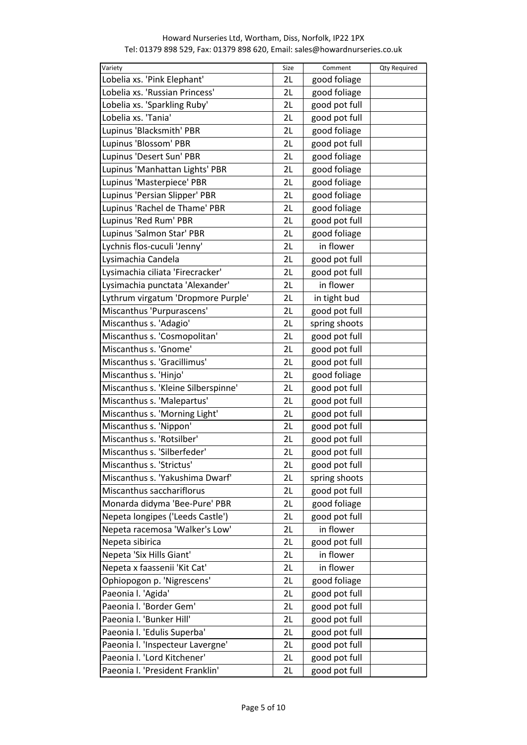Howard Nurseries Ltd, Wortham, Diss, Norfolk, IP22 1PX
Tel: 01379 898 529, Fax: 01379 898 620, Email: sales@howardnurseries.co.uk

| Variety | Size | Comment | Qty Required |
|---|---|---|---|
| Lobelia xs. 'Pink Elephant' | 2L | good foliage | |
| Lobelia xs. 'Russian Princess' | 2L | good foliage | |
| Lobelia xs. 'Sparkling Ruby' | 2L | good pot full | |
| Lobelia xs. 'Tania' | 2L | good pot full | |
| Lupinus 'Blacksmith' PBR | 2L | good foliage | |
| Lupinus 'Blossom' PBR | 2L | good pot full | |
| Lupinus 'Desert Sun' PBR | 2L | good foliage | |
| Lupinus 'Manhattan Lights' PBR | 2L | good foliage | |
| Lupinus 'Masterpiece' PBR | 2L | good foliage | |
| Lupinus 'Persian Slipper' PBR | 2L | good foliage | |
| Lupinus 'Rachel de Thame' PBR | 2L | good foliage | |
| Lupinus 'Red Rum' PBR | 2L | good pot full | |
| Lupinus 'Salmon Star' PBR | 2L | good foliage | |
| Lychnis flos-cuculi 'Jenny' | 2L | in flower | |
| Lysimachia Candela | 2L | good pot full | |
| Lysimachia ciliata 'Firecracker' | 2L | good pot full | |
| Lysimachia punctata 'Alexander' | 2L | in flower | |
| Lythrum virgatum 'Dropmore Purple' | 2L | in tight bud | |
| Miscanthus 'Purpurascens' | 2L | good pot full | |
| Miscanthus s. 'Adagio' | 2L | spring shoots | |
| Miscanthus s. 'Cosmopolitan' | 2L | good pot full | |
| Miscanthus s. 'Gnome' | 2L | good pot full | |
| Miscanthus s. 'Gracillimus' | 2L | good pot full | |
| Miscanthus s. 'Hinjo' | 2L | good foliage | |
| Miscanthus s. 'Kleine Silberspinne' | 2L | good pot full | |
| Miscanthus s. 'Malepartus' | 2L | good pot full | |
| Miscanthus s. 'Morning Light' | 2L | good pot full | |
| Miscanthus s. 'Nippon' | 2L | good pot full | |
| Miscanthus s. 'Rotsilber' | 2L | good pot full | |
| Miscanthus s. 'Silberfeder' | 2L | good pot full | |
| Miscanthus s. 'Strictus' | 2L | good pot full | |
| Miscanthus s. 'Yakushima Dwarf' | 2L | spring shoots | |
| Miscanthus sacchariflorus | 2L | good pot full | |
| Monarda didyma 'Bee-Pure' PBR | 2L | good foliage | |
| Nepeta longipes ('Leeds Castle') | 2L | good pot full | |
| Nepeta racemosa 'Walker's Low' | 2L | in flower | |
| Nepeta sibirica | 2L | good pot full | |
| Nepeta 'Six Hills Giant' | 2L | in flower | |
| Nepeta x faassenii 'Kit Cat' | 2L | in flower | |
| Ophiopogon p. 'Nigrescens' | 2L | good foliage | |
| Paeonia l. 'Agida' | 2L | good pot full | |
| Paeonia l. 'Border Gem' | 2L | good pot full | |
| Paeonia l. 'Bunker Hill' | 2L | good pot full | |
| Paeonia l. 'Edulis Superba' | 2L | good pot full | |
| Paeonia l. 'Inspecteur Lavergne' | 2L | good pot full | |
| Paeonia l. 'Lord Kitchener' | 2L | good pot full | |
| Paeonia l. 'President Franklin' | 2L | good pot full | |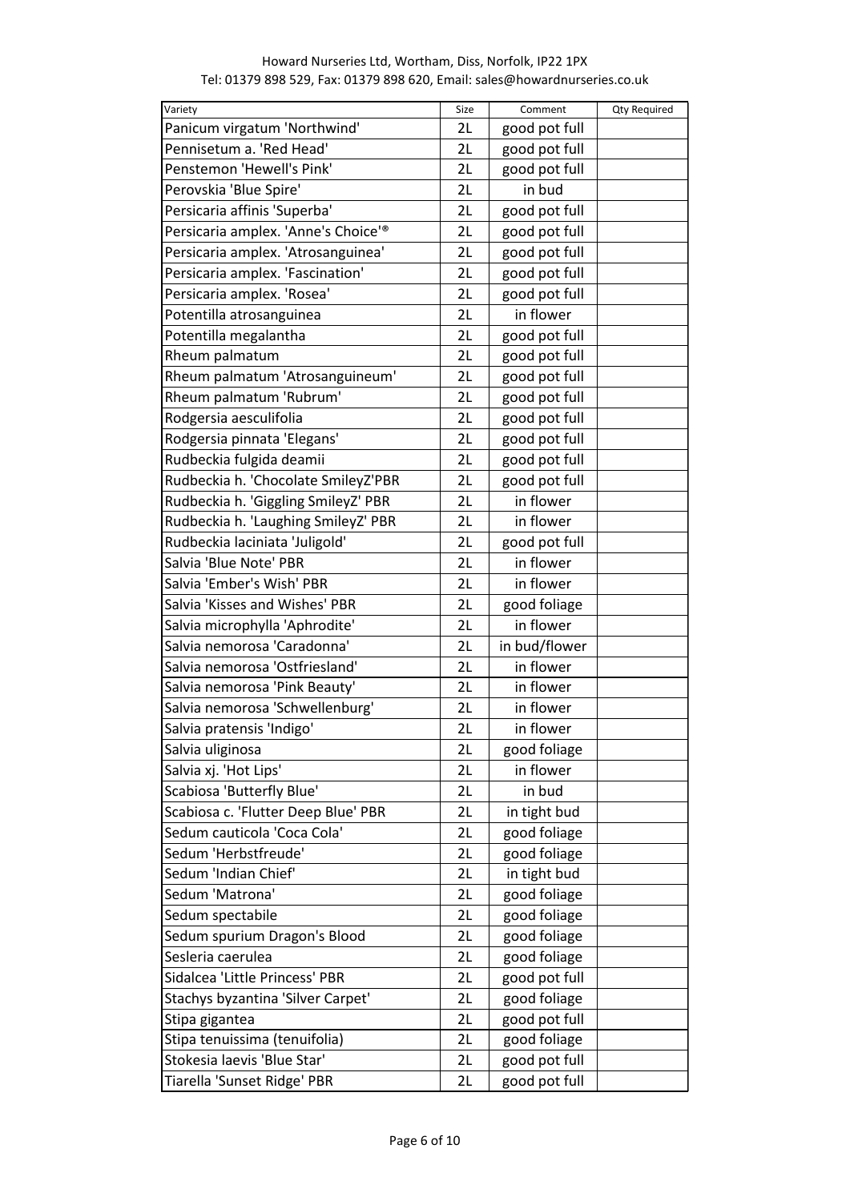Howard Nurseries Ltd, Wortham, Diss, Norfolk, IP22 1PX
Tel: 01379 898 529, Fax: 01379 898 620, Email: sales@howardnurseries.co.uk

| Variety | Size | Comment | Qty Required |
|---|---|---|---|
| Panicum virgatum 'Northwind' | 2L | good pot full | |
| Pennisetum a. 'Red Head' | 2L | good pot full | |
| Penstemon 'Hewell's Pink' | 2L | good pot full | |
| Perovskia 'Blue Spire' | 2L | in bud | |
| Persicaria affinis 'Superba' | 2L | good pot full | |
| Persicaria amplex. 'Anne's Choice'® | 2L | good pot full | |
| Persicaria amplex. 'Atrosanguinea' | 2L | good pot full | |
| Persicaria amplex. 'Fascination' | 2L | good pot full | |
| Persicaria amplex. 'Rosea' | 2L | good pot full | |
| Potentilla atrosanguinea | 2L | in flower | |
| Potentilla megalantha | 2L | good pot full | |
| Rheum palmatum | 2L | good pot full | |
| Rheum palmatum 'Atrosanguineum' | 2L | good pot full | |
| Rheum palmatum 'Rubrum' | 2L | good pot full | |
| Rodgersia aesculifolia | 2L | good pot full | |
| Rodgersia pinnata 'Elegans' | 2L | good pot full | |
| Rudbeckia fulgida deamii | 2L | good pot full | |
| Rudbeckia h. 'Chocolate SmileyZ'PBR | 2L | good pot full | |
| Rudbeckia h. 'Giggling SmileyZ' PBR | 2L | in flower | |
| Rudbeckia h. 'Laughing SmileyZ' PBR | 2L | in flower | |
| Rudbeckia laciniata 'Juligold' | 2L | good pot full | |
| Salvia 'Blue Note' PBR | 2L | in flower | |
| Salvia 'Ember's Wish' PBR | 2L | in flower | |
| Salvia 'Kisses and Wishes' PBR | 2L | good foliage | |
| Salvia microphylla 'Aphrodite' | 2L | in flower | |
| Salvia nemorosa 'Caradonna' | 2L | in bud/flower | |
| Salvia nemorosa 'Ostfriesland' | 2L | in flower | |
| Salvia nemorosa 'Pink Beauty' | 2L | in flower | |
| Salvia nemorosa 'Schwellenburg' | 2L | in flower | |
| Salvia pratensis 'Indigo' | 2L | in flower | |
| Salvia uliginosa | 2L | good foliage | |
| Salvia xj. 'Hot Lips' | 2L | in flower | |
| Scabiosa 'Butterfly Blue' | 2L | in bud | |
| Scabiosa c. 'Flutter Deep Blue' PBR | 2L | in tight bud | |
| Sedum cauticola 'Coca Cola' | 2L | good foliage | |
| Sedum 'Herbstfreude' | 2L | good foliage | |
| Sedum 'Indian Chief' | 2L | in tight bud | |
| Sedum 'Matrona' | 2L | good foliage | |
| Sedum spectabile | 2L | good foliage | |
| Sedum spurium Dragon's Blood | 2L | good foliage | |
| Sesleria caerulea | 2L | good foliage | |
| Sidalcea 'Little Princess' PBR | 2L | good pot full | |
| Stachys byzantina 'Silver Carpet' | 2L | good foliage | |
| Stipa gigantea | 2L | good pot full | |
| Stipa tenuissima (tenuifolia) | 2L | good foliage | |
| Stokesia laevis 'Blue Star' | 2L | good pot full | |
| Tiarella 'Sunset Ridge' PBR | 2L | good pot full | |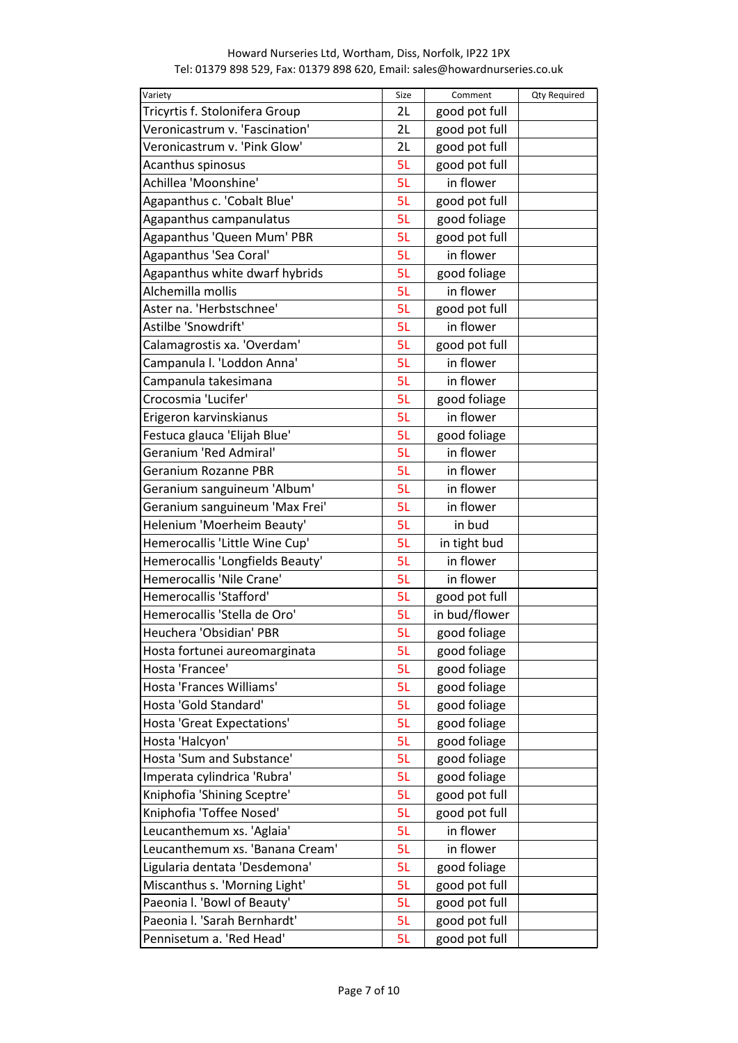Howard Nurseries Ltd, Wortham, Diss, Norfolk, IP22 1PX
Tel: 01379 898 529, Fax: 01379 898 620, Email: sales@howardnurseries.co.uk

| Variety | Size | Comment | Qty Required |
|---|---|---|---|
| Tricyrtis f. Stolonifera Group | 2L | good pot full | |
| Veronicastrum v. 'Fascination' | 2L | good pot full | |
| Veronicastrum v. 'Pink Glow' | 2L | good pot full | |
| Acanthus spinosus | 5L | good pot full | |
| Achillea 'Moonshine' | 5L | in flower | |
| Agapanthus c. 'Cobalt Blue' | 5L | good pot full | |
| Agapanthus campanulatus | 5L | good foliage | |
| Agapanthus 'Queen Mum' PBR | 5L | good pot full | |
| Agapanthus 'Sea Coral' | 5L | in flower | |
| Agapanthus white dwarf hybrids | 5L | good foliage | |
| Alchemilla mollis | 5L | in flower | |
| Aster na. 'Herbstschnee' | 5L | good pot full | |
| Astilbe 'Snowdrift' | 5L | in flower | |
| Calamagrostis xa. 'Overdam' | 5L | good pot full | |
| Campanula l. 'Loddon Anna' | 5L | in flower | |
| Campanula takesimana | 5L | in flower | |
| Crocosmia 'Lucifer' | 5L | good foliage | |
| Erigeron karvinskianus | 5L | in flower | |
| Festuca glauca 'Elijah Blue' | 5L | good foliage | |
| Geranium 'Red Admiral' | 5L | in flower | |
| Geranium Rozanne PBR | 5L | in flower | |
| Geranium sanguineum 'Album' | 5L | in flower | |
| Geranium sanguineum 'Max Frei' | 5L | in flower | |
| Helenium 'Moerheim Beauty' | 5L | in bud | |
| Hemerocallis 'Little Wine Cup' | 5L | in tight bud | |
| Hemerocallis 'Longfields Beauty' | 5L | in flower | |
| Hemerocallis 'Nile Crane' | 5L | in flower | |
| Hemerocallis 'Stafford' | 5L | good pot full | |
| Hemerocallis 'Stella de Oro' | 5L | in bud/flower | |
| Heuchera 'Obsidian' PBR | 5L | good foliage | |
| Hosta fortunei aureomarginata | 5L | good foliage | |
| Hosta 'Francee' | 5L | good foliage | |
| Hosta 'Frances Williams' | 5L | good foliage | |
| Hosta 'Gold Standard' | 5L | good foliage | |
| Hosta 'Great Expectations' | 5L | good foliage | |
| Hosta 'Halcyon' | 5L | good foliage | |
| Hosta 'Sum and Substance' | 5L | good foliage | |
| Imperata cylindrica 'Rubra' | 5L | good foliage | |
| Kniphofia 'Shining Sceptre' | 5L | good pot full | |
| Kniphofia 'Toffee Nosed' | 5L | good pot full | |
| Leucanthemum xs. 'Aglaia' | 5L | in flower | |
| Leucanthemum xs. 'Banana Cream' | 5L | in flower | |
| Ligularia dentata 'Desdemona' | 5L | good foliage | |
| Miscanthus s. 'Morning Light' | 5L | good pot full | |
| Paeonia l. 'Bowl of Beauty' | 5L | good pot full | |
| Paeonia l. 'Sarah Bernhardt' | 5L | good pot full | |
| Pennisetum a. 'Red Head' | 5L | good pot full | |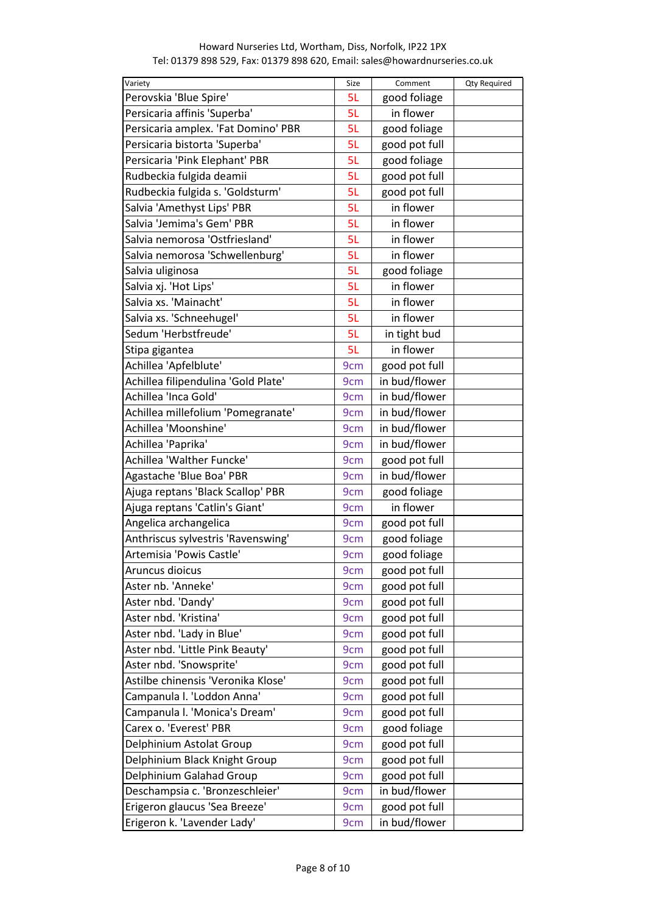Howard Nurseries Ltd, Wortham, Diss, Norfolk, IP22 1PX
Tel: 01379 898 529, Fax: 01379 898 620, Email: sales@howardnurseries.co.uk

| Variety | Size | Comment | Qty Required |
|---|---|---|---|
| Perovskia 'Blue Spire' | 5L | good foliage | |
| Persicaria affinis 'Superba' | 5L | in flower | |
| Persicaria amplex. 'Fat Domino' PBR | 5L | good foliage | |
| Persicaria bistorta 'Superba' | 5L | good pot full | |
| Persicaria 'Pink Elephant' PBR | 5L | good foliage | |
| Rudbeckia fulgida deamii | 5L | good pot full | |
| Rudbeckia fulgida s. 'Goldsturm' | 5L | good pot full | |
| Salvia 'Amethyst Lips' PBR | 5L | in flower | |
| Salvia 'Jemima's Gem' PBR | 5L | in flower | |
| Salvia nemorosa 'Ostfriesland' | 5L | in flower | |
| Salvia nemorosa 'Schwellenburg' | 5L | in flower | |
| Salvia uliginosa | 5L | good foliage | |
| Salvia xj. 'Hot Lips' | 5L | in flower | |
| Salvia xs. 'Mainacht' | 5L | in flower | |
| Salvia xs. 'Schneehugel' | 5L | in flower | |
| Sedum 'Herbstfreude' | 5L | in tight bud | |
| Stipa gigantea | 5L | in flower | |
| Achillea 'Apfelblute' | 9cm | good pot full | |
| Achillea filipendulina 'Gold Plate' | 9cm | in bud/flower | |
| Achillea 'Inca Gold' | 9cm | in bud/flower | |
| Achillea millefolium 'Pomegranate' | 9cm | in bud/flower | |
| Achillea 'Moonshine' | 9cm | in bud/flower | |
| Achillea 'Paprika' | 9cm | in bud/flower | |
| Achillea 'Walther Funcke' | 9cm | good pot full | |
| Agastache 'Blue Boa' PBR | 9cm | in bud/flower | |
| Ajuga reptans 'Black Scallop' PBR | 9cm | good foliage | |
| Ajuga reptans 'Catlin's Giant' | 9cm | in flower | |
| Angelica archangelica | 9cm | good pot full | |
| Anthriscus sylvestris 'Ravenswing' | 9cm | good foliage | |
| Artemisia 'Powis Castle' | 9cm | good foliage | |
| Aruncus dioicus | 9cm | good pot full | |
| Aster nb. 'Anneke' | 9cm | good pot full | |
| Aster nbd. 'Dandy' | 9cm | good pot full | |
| Aster nbd. 'Kristina' | 9cm | good pot full | |
| Aster nbd. 'Lady in Blue' | 9cm | good pot full | |
| Aster nbd. 'Little Pink Beauty' | 9cm | good pot full | |
| Aster nbd. 'Snowsprite' | 9cm | good pot full | |
| Astilbe chinensis 'Veronika Klose' | 9cm | good pot full | |
| Campanula l. 'Loddon Anna' | 9cm | good pot full | |
| Campanula l. 'Monica's Dream' | 9cm | good pot full | |
| Carex o. 'Everest' PBR | 9cm | good foliage | |
| Delphinium Astolat Group | 9cm | good pot full | |
| Delphinium Black Knight Group | 9cm | good pot full | |
| Delphinium Galahad Group | 9cm | good pot full | |
| Deschampsia c. 'Bronzeschleier' | 9cm | in bud/flower | |
| Erigeron glaucus 'Sea Breeze' | 9cm | good pot full | |
| Erigeron k. 'Lavender Lady' | 9cm | in bud/flower | |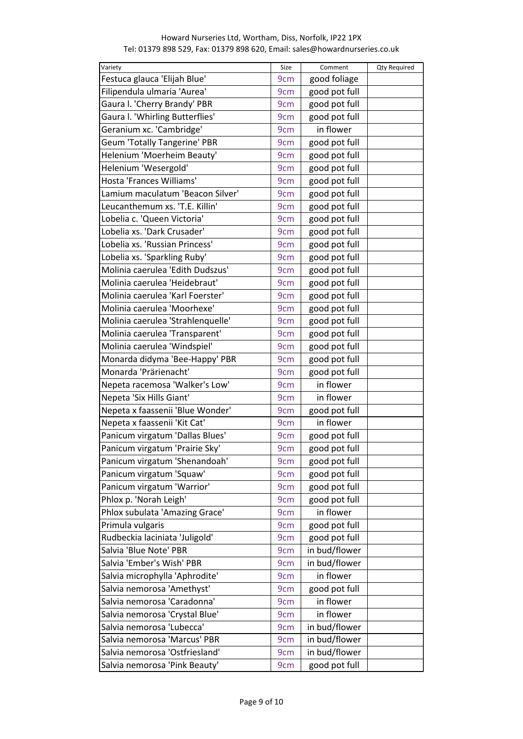Howard Nurseries Ltd, Wortham, Diss, Norfolk, IP22 1PX
Tel: 01379 898 529, Fax: 01379 898 620, Email: sales@howardnurseries.co.uk

| Variety | Size | Comment | Qty Required |
|---|---|---|---|
| Festuca glauca 'Elijah Blue' | 9cm | good foliage | |
| Filipendula ulmaria 'Aurea' | 9cm | good pot full | |
| Gaura l. 'Cherry Brandy' PBR | 9cm | good pot full | |
| Gaura l. 'Whirling Butterflies' | 9cm | good pot full | |
| Geranium xc. 'Cambridge' | 9cm | in flower | |
| Geum 'Totally Tangerine' PBR | 9cm | good pot full | |
| Helenium 'Moerheim Beauty' | 9cm | good pot full | |
| Helenium 'Wesergold' | 9cm | good pot full | |
| Hosta 'Frances Williams' | 9cm | good pot full | |
| Lamium maculatum 'Beacon Silver' | 9cm | good pot full | |
| Leucanthemum xs. 'T.E. Killin' | 9cm | good pot full | |
| Lobelia c. 'Queen Victoria' | 9cm | good pot full | |
| Lobelia xs. 'Dark Crusader' | 9cm | good pot full | |
| Lobelia xs. 'Russian Princess' | 9cm | good pot full | |
| Lobelia xs. 'Sparkling Ruby' | 9cm | good pot full | |
| Molinia caerulea 'Edith Dudszus' | 9cm | good pot full | |
| Molinia caerulea 'Heidebraut' | 9cm | good pot full | |
| Molinia caerulea 'Karl Foerster' | 9cm | good pot full | |
| Molinia caerulea 'Moorhexe' | 9cm | good pot full | |
| Molinia caerulea 'Strahlenquelle' | 9cm | good pot full | |
| Molinia caerulea 'Transparent' | 9cm | good pot full | |
| Molinia caerulea 'Windspiel' | 9cm | good pot full | |
| Monarda didyma 'Bee-Happy' PBR | 9cm | good pot full | |
| Monarda 'Prärienacht' | 9cm | good pot full | |
| Nepeta racemosa 'Walker's Low' | 9cm | in flower | |
| Nepeta 'Six Hills Giant' | 9cm | in flower | |
| Nepeta x faassenii 'Blue Wonder' | 9cm | good pot full | |
| Nepeta x faassenii 'Kit Cat' | 9cm | in flower | |
| Panicum virgatum 'Dallas Blues' | 9cm | good pot full | |
| Panicum virgatum 'Prairie Sky' | 9cm | good pot full | |
| Panicum virgatum 'Shenandoah' | 9cm | good pot full | |
| Panicum virgatum 'Squaw' | 9cm | good pot full | |
| Panicum virgatum 'Warrior' | 9cm | good pot full | |
| Phlox p. 'Norah Leigh' | 9cm | good pot full | |
| Phlox subulata 'Amazing Grace' | 9cm | in flower | |
| Primula vulgaris | 9cm | good pot full | |
| Rudbeckia laciniata 'Juligold' | 9cm | good pot full | |
| Salvia 'Blue Note' PBR | 9cm | in bud/flower | |
| Salvia 'Ember's Wish' PBR | 9cm | in bud/flower | |
| Salvia microphylla 'Aphrodite' | 9cm | in flower | |
| Salvia nemorosa 'Amethyst' | 9cm | good pot full | |
| Salvia nemorosa 'Caradonna' | 9cm | in flower | |
| Salvia nemorosa 'Crystal Blue' | 9cm | in flower | |
| Salvia nemorosa 'Lubecca' | 9cm | in bud/flower | |
| Salvia nemorosa 'Marcus' PBR | 9cm | in bud/flower | |
| Salvia nemorosa 'Ostfriesland' | 9cm | in bud/flower | |
| Salvia nemorosa 'Pink Beauty' | 9cm | good pot full | |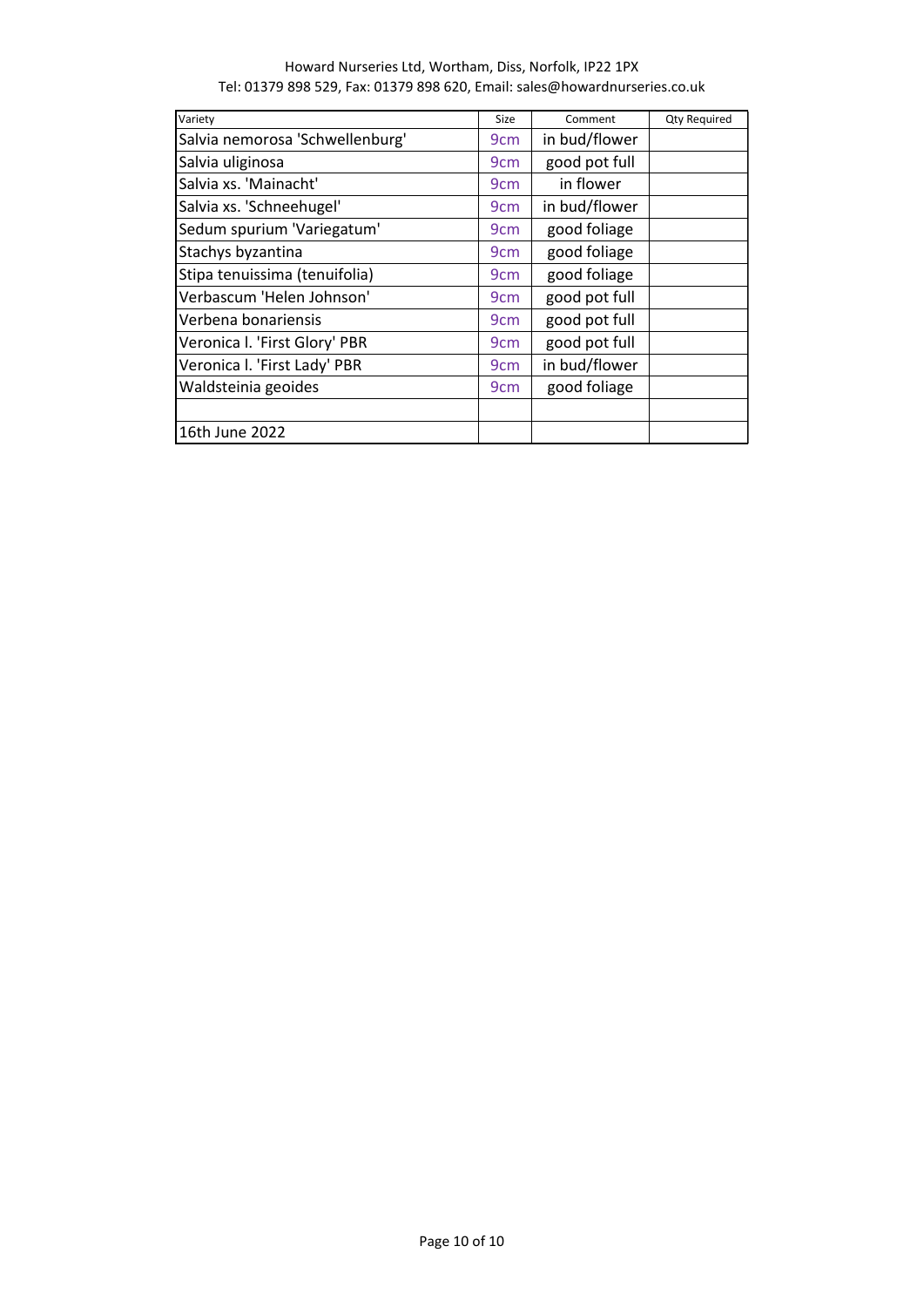Howard Nurseries Ltd, Wortham, Diss, Norfolk, IP22 1PX
Tel: 01379 898 529, Fax: 01379 898 620, Email: sales@howardnurseries.co.uk

| Variety | Size | Comment | Qty Required |
|---|---|---|---|
| Salvia nemorosa 'Schwellenburg' | 9cm | in bud/flower | |
| Salvia uliginosa | 9cm | good pot full | |
| Salvia xs. 'Mainacht' | 9cm | in flower | |
| Salvia xs. 'Schneehugel' | 9cm | in bud/flower | |
| Sedum spurium 'Variegatum' | 9cm | good foliage | |
| Stachys byzantina | 9cm | good foliage | |
| Stipa tenuissima (tenuifolia) | 9cm | good foliage | |
| Verbascum 'Helen Johnson' | 9cm | good pot full | |
| Verbena bonariensis | 9cm | good pot full | |
| Veronica l. 'First Glory' PBR | 9cm | good pot full | |
| Veronica l. 'First Lady' PBR | 9cm | in bud/flower | |
| Waldsteinia geoides | 9cm | good foliage | |
| | | | |
| 16th June 2022 | | | |